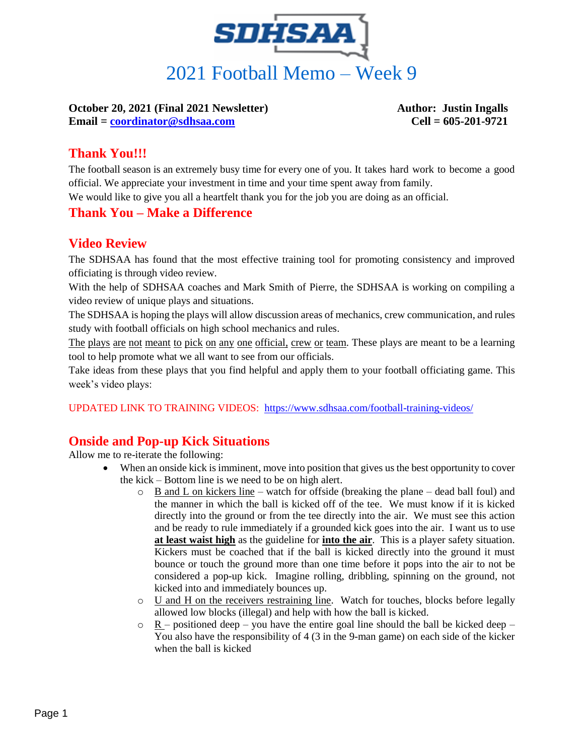**SDHSAA**

# 2021 Football Memo – Week 9

**October 20, 2021 (Final 2021 Newsletter)** **Author: Justin Ingalls**
**Email = coordinator@sdhsaa.com** **Cell = 605-201-9721**

## Thank You!!!

The football season is an extremely busy time for every one of you. It takes hard work to become a good official. We appreciate your investment in time and your time spent away from family.

We would like to give you all a heartfelt thank you for the job you are doing as an official.

## Thank You – Make a Difference

## Video Review

The SDHSAA has found that the most effective training tool for promoting consistency and improved officiating is through video review.

With the help of SDHSAA coaches and Mark Smith of Pierre, the SDHSAA is working on compiling a video review of unique plays and situations.

The SDHSAA is hoping the plays will allow discussion areas of mechanics, crew communication, and rules study with football officials on high school mechanics and rules.

The plays are not meant to pick on any one official, crew or team. These plays are meant to be a learning tool to help promote what we all want to see from our officials.

Take ideas from these plays that you find helpful and apply them to your football officiating game. This week's video plays:

UPDATED LINK TO TRAINING VIDEOS: https://www.sdhsaa.com/football-training-videos/

## Onside and Pop-up Kick Situations

Allow me to re-iterate the following:

- When an onside kick is imminent, move into position that gives us the best opportunity to cover the kick – Bottom line is we need to be on high alert.
  - B and L on kickers line – watch for offside (breaking the plane – dead ball foul) and the manner in which the ball is kicked off of the tee. We must know if it is kicked directly into the ground or from the tee directly into the air. We must see this action and be ready to rule immediately if a grounded kick goes into the air. I want us to use **at least waist high** as the guideline for **into the air**. This is a player safety situation. Kickers must be coached that if the ball is kicked directly into the ground it must bounce or touch the ground more than one time before it pops into the air to not be considered a pop-up kick. Imagine rolling, dribbling, spinning on the ground, not kicked into and immediately bounces up.
  - U and H on the receivers restraining line. Watch for touches, blocks before legally allowed low blocks (illegal) and help with how the ball is kicked.
  - R – positioned deep – you have the entire goal line should the ball be kicked deep – You also have the responsibility of 4 (3 in the 9-man game) on each side of the kicker when the ball is kicked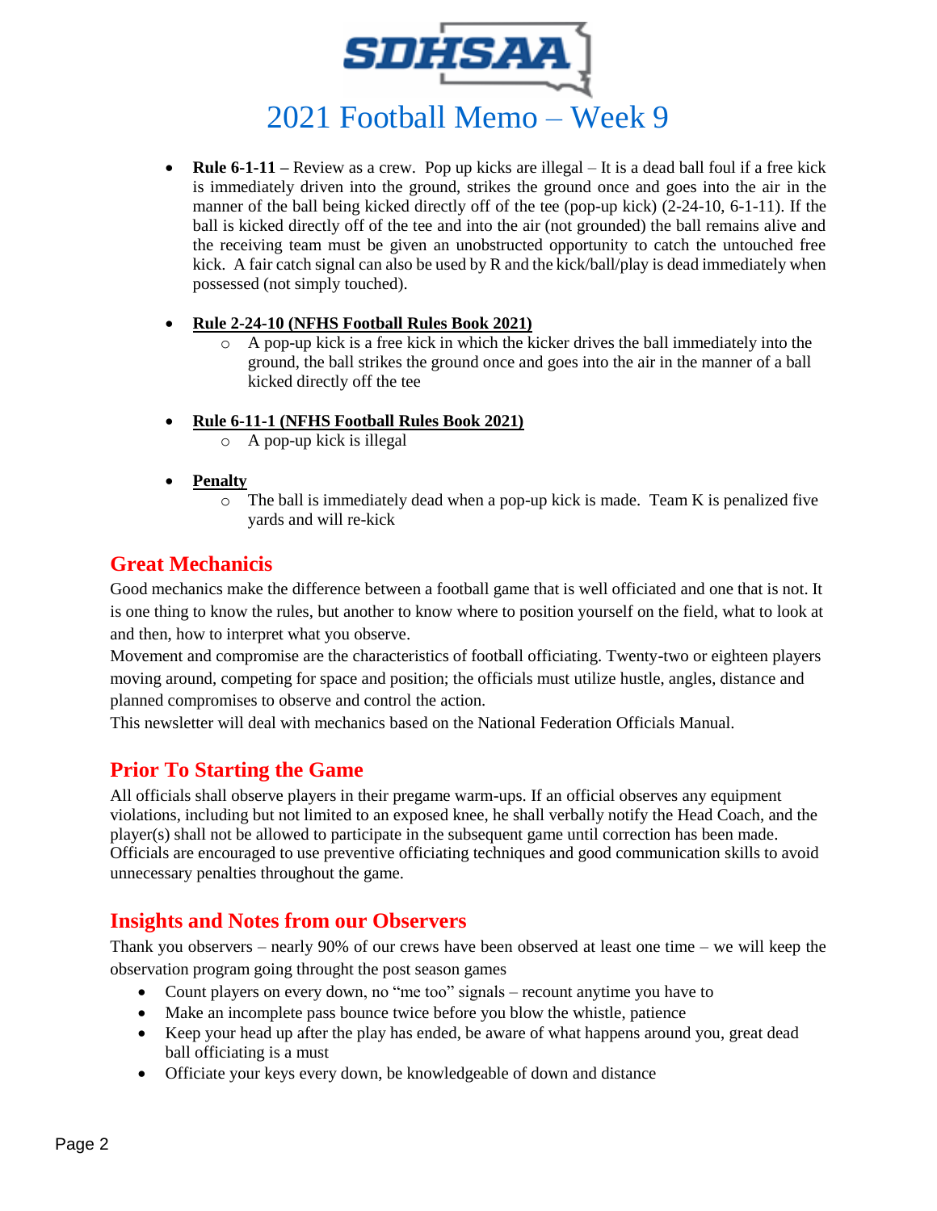# 2021 Football Memo – Week 9

- **Rule 6-1-11 –** Review as a crew. Pop up kicks are illegal – It is a dead ball foul if a free kick is immediately driven into the ground, strikes the ground once and goes into the air in the manner of the ball being kicked directly off of the tee (pop-up kick) (2-24-10, 6-1-11). If the ball is kicked directly off of the tee and into the air (not grounded) the ball remains alive and the receiving team must be given an unobstructed opportunity to catch the untouched free kick. A fair catch signal can also be used by R and the kick/ball/play is dead immediately when possessed (not simply touched).

- **Rule 2-24-10 (NFHS Football Rules Book 2021)**
  - A pop-up kick is a free kick in which the kicker drives the ball immediately into the ground, the ball strikes the ground once and goes into the air in the manner of a ball kicked directly off the tee

- **Rule 6-11-1 (NFHS Football Rules Book 2021)**
  - A pop-up kick is illegal

- **Penalty**
  - The ball is immediately dead when a pop-up kick is made. Team K is penalized five yards and will re-kick

## Great Mechanicis

Good mechanics make the difference between a football game that is well officiated and one that is not. It is one thing to know the rules, but another to know where to position yourself on the field, what to look at and then, how to interpret what you observe.

Movement and compromise are the characteristics of football officiating. Twenty-two or eighteen players moving around, competing for space and position; the officials must utilize hustle, angles, distance and planned compromises to observe and control the action.

This newsletter will deal with mechanics based on the National Federation Officials Manual.

## Prior To Starting the Game

All officials shall observe players in their pregame warm-ups. If an official observes any equipment violations, including but not limited to an exposed knee, he shall verbally notify the Head Coach, and the player(s) shall not be allowed to participate in the subsequent game until correction has been made. Officials are encouraged to use preventive officiating techniques and good communication skills to avoid unnecessary penalties throughout the game.

## Insights and Notes from our Observers

Thank you observers – nearly 90% of our crews have been observed at least one time – we will keep the observation program going throught the post season games

- Count players on every down, no "me too" signals – recount anytime you have to
- Make an incomplete pass bounce twice before you blow the whistle, patience
- Keep your head up after the play has ended, be aware of what happens around you, great dead ball officiating is a must
- Officiate your keys every down, be knowledgeable of down and distance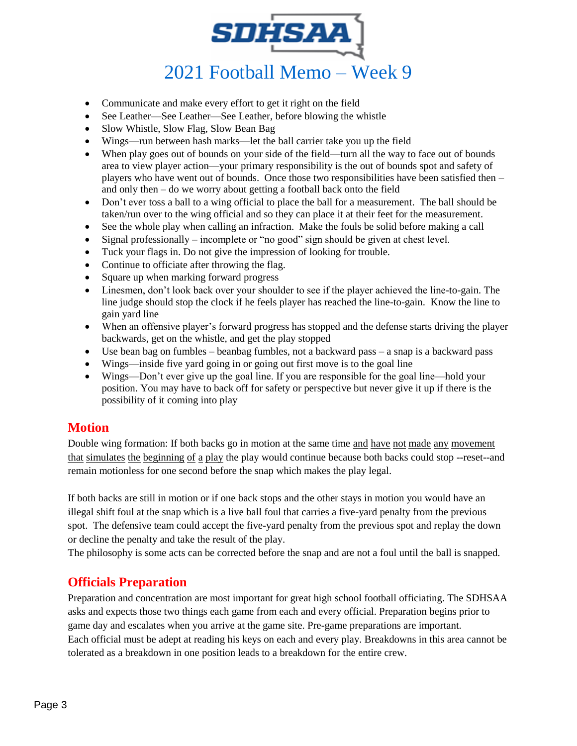# 2021 Football Memo – Week 9

- Communicate and make every effort to get it right on the field
- See Leather—See Leather—See Leather, before blowing the whistle
- Slow Whistle, Slow Flag, Slow Bean Bag
- Wings—run between hash marks—let the ball carrier take you up the field
- When play goes out of bounds on your side of the field—turn all the way to face out of bounds area to view player action—your primary responsibility is the out of bounds spot and safety of players who have went out of bounds. Once those two responsibilities have been satisfied then – and only then – do we worry about getting a football back onto the field
- Don't ever toss a ball to a wing official to place the ball for a measurement. The ball should be taken/run over to the wing official and so they can place it at their feet for the measurement.
- See the whole play when calling an infraction. Make the fouls be solid before making a call
- Signal professionally – incomplete or "no good" sign should be given at chest level.
- Tuck your flags in. Do not give the impression of looking for trouble.
- Continue to officiate after throwing the flag.
- Square up when marking forward progress
- Linesmen, don't look back over your shoulder to see if the player achieved the line-to-gain. The line judge should stop the clock if he feels player has reached the line-to-gain. Know the line to gain yard line
- When an offensive player's forward progress has stopped and the defense starts driving the player backwards, get on the whistle, and get the play stopped
- Use bean bag on fumbles – beanbag fumbles, not a backward pass – a snap is a backward pass
- Wings—inside five yard going in or going out first move is to the goal line
- Wings—Don't ever give up the goal line. If you are responsible for the goal line—hold your position. You may have to back off for safety or perspective but never give it up if there is the possibility of it coming into play

## Motion

Double wing formation: If both backs go in motion at the same time <u>and have not made any movement that simulates the beginning of a play</u> the play would continue because both backs could stop --reset--and remain motionless for one second before the snap which makes the play legal.

If both backs are still in motion or if one back stops and the other stays in motion you would have an illegal shift foul at the snap which is a live ball foul that carries a five-yard penalty from the previous spot. The defensive team could accept the five-yard penalty from the previous spot and replay the down or decline the penalty and take the result of the play.
The philosophy is some acts can be corrected before the snap and are not a foul until the ball is snapped.

## Officials Preparation

Preparation and concentration are most important for great high school football officiating. The SDHSAA asks and expects those two things each game from each and every official. Preparation begins prior to game day and escalates when you arrive at the game site. Pre-game preparations are important.
Each official must be adept at reading his keys on each and every play. Breakdowns in this area cannot be tolerated as a breakdown in one position leads to a breakdown for the entire crew.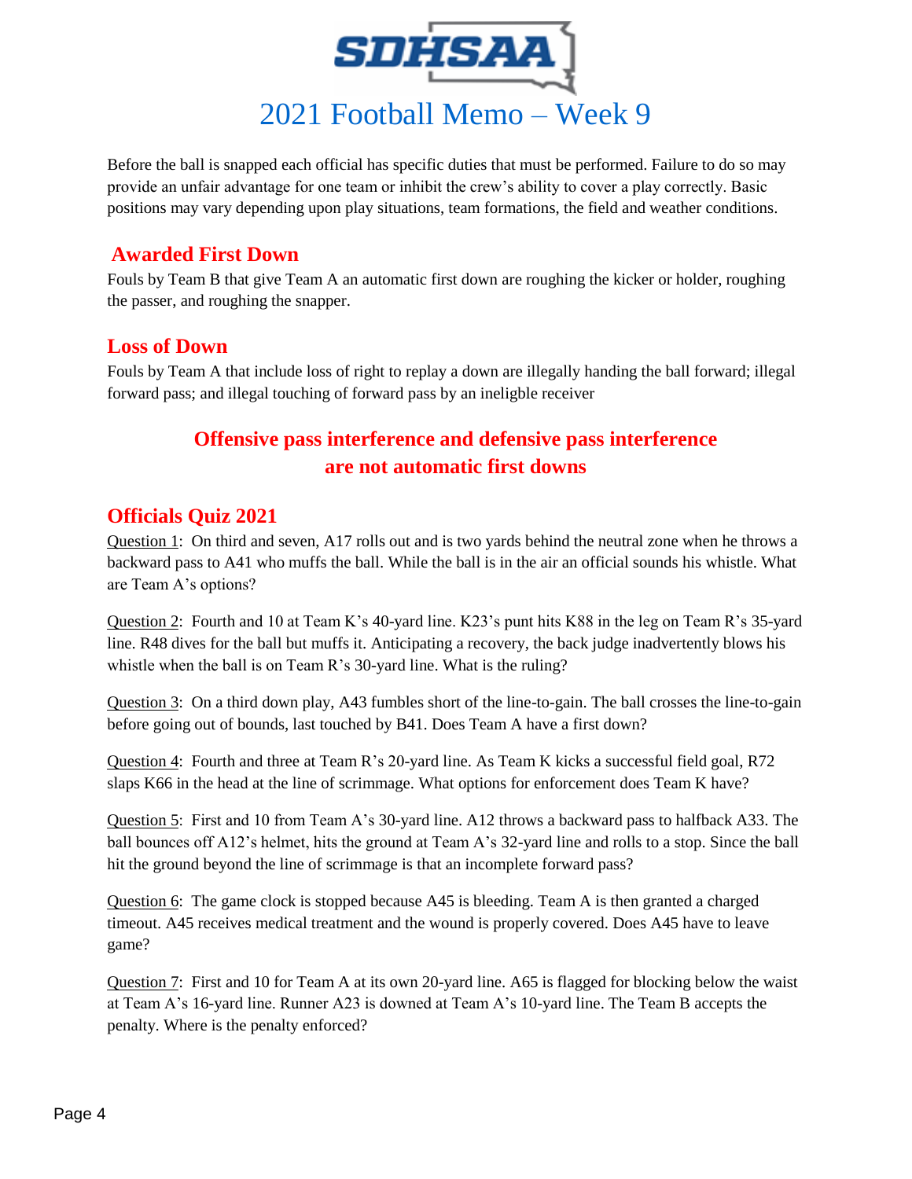# 2021 Football Memo – Week 9

Before the ball is snapped each official has specific duties that must be performed. Failure to do so may provide an unfair advantage for one team or inhibit the crew's ability to cover a play correctly. Basic positions may vary depending upon play situations, team formations, the field and weather conditions.

## Awarded First Down

Fouls by Team B that give Team A an automatic first down are roughing the kicker or holder, roughing the passer, and roughing the snapper.

## Loss of Down

Fouls by Team A that include loss of right to replay a down are illegally handing the ball forward; illegal forward pass; and illegal touching of forward pass by an ineligble receiver

**Offensive pass interference and defensive pass interference are not automatic first downs**

## Officials Quiz 2021

Question 1: On third and seven, A17 rolls out and is two yards behind the neutral zone when he throws a backward pass to A41 who muffs the ball. While the ball is in the air an official sounds his whistle. What are Team A's options?

Question 2: Fourth and 10 at Team K's 40-yard line. K23's punt hits K88 in the leg on Team R's 35-yard line. R48 dives for the ball but muffs it. Anticipating a recovery, the back judge inadvertently blows his whistle when the ball is on Team R's 30-yard line. What is the ruling?

Question 3: On a third down play, A43 fumbles short of the line-to-gain. The ball crosses the line-to-gain before going out of bounds, last touched by B41. Does Team A have a first down?

Question 4: Fourth and three at Team R's 20-yard line. As Team K kicks a successful field goal, R72 slaps K66 in the head at the line of scrimmage. What options for enforcement does Team K have?

Question 5: First and 10 from Team A's 30-yard line. A12 throws a backward pass to halfback A33. The ball bounces off A12's helmet, hits the ground at Team A's 32-yard line and rolls to a stop. Since the ball hit the ground beyond the line of scrimmage is that an incomplete forward pass?

Question 6: The game clock is stopped because A45 is bleeding. Team A is then granted a charged timeout. A45 receives medical treatment and the wound is properly covered. Does A45 have to leave game?

Question 7: First and 10 for Team A at its own 20-yard line. A65 is flagged for blocking below the waist at Team A's 16-yard line. Runner A23 is downed at Team A's 10-yard line. The Team B accepts the penalty. Where is the penalty enforced?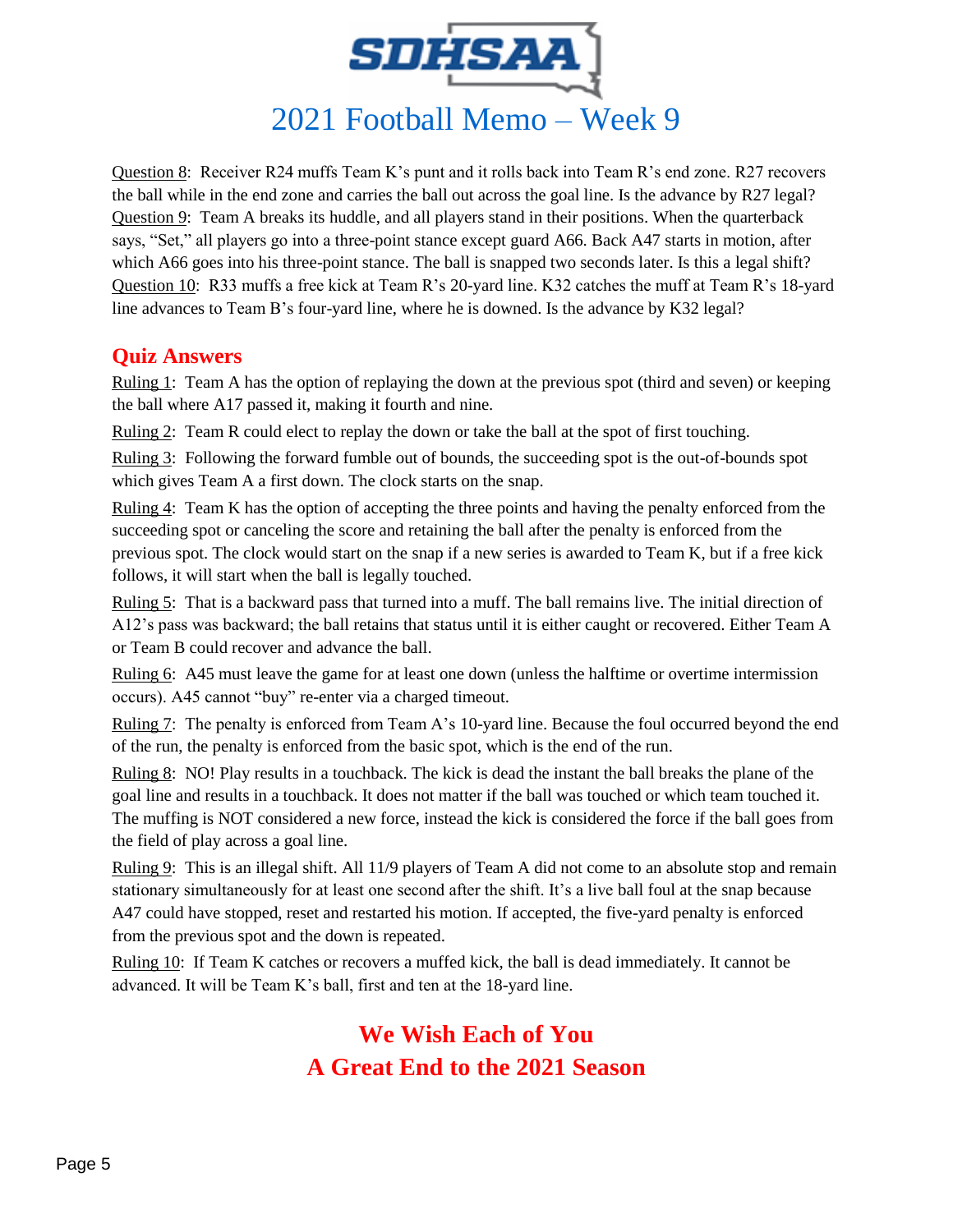# 2021 Football Memo – Week 9

Question 8: Receiver R24 muffs Team K's punt and it rolls back into Team R's end zone. R27 recovers the ball while in the end zone and carries the ball out across the goal line. Is the advance by R27 legal?

Question 9: Team A breaks its huddle, and all players stand in their positions. When the quarterback says, "Set," all players go into a three-point stance except guard A66. Back A47 starts in motion, after which A66 goes into his three-point stance. The ball is snapped two seconds later. Is this a legal shift?

Question 10: R33 muffs a free kick at Team R's 20-yard line. K32 catches the muff at Team R's 18-yard line advances to Team B's four-yard line, where he is downed. Is the advance by K32 legal?

## Quiz Answers

Ruling 1: Team A has the option of replaying the down at the previous spot (third and seven) or keeping the ball where A17 passed it, making it fourth and nine.

Ruling 2: Team R could elect to replay the down or take the ball at the spot of first touching.

Ruling 3: Following the forward fumble out of bounds, the succeeding spot is the out-of-bounds spot which gives Team A a first down. The clock starts on the snap.

Ruling 4: Team K has the option of accepting the three points and having the penalty enforced from the succeeding spot or canceling the score and retaining the ball after the penalty is enforced from the previous spot. The clock would start on the snap if a new series is awarded to Team K, but if a free kick follows, it will start when the ball is legally touched.

Ruling 5: That is a backward pass that turned into a muff. The ball remains live. The initial direction of A12's pass was backward; the ball retains that status until it is either caught or recovered. Either Team A or Team B could recover and advance the ball.

Ruling 6: A45 must leave the game for at least one down (unless the halftime or overtime intermission occurs). A45 cannot "buy" re-enter via a charged timeout.

Ruling 7: The penalty is enforced from Team A's 10-yard line. Because the foul occurred beyond the end of the run, the penalty is enforced from the basic spot, which is the end of the run.

Ruling 8: NO! Play results in a touchback. The kick is dead the instant the ball breaks the plane of the goal line and results in a touchback. It does not matter if the ball was touched or which team touched it. The muffing is NOT considered a new force, instead the kick is considered the force if the ball goes from the field of play across a goal line.

Ruling 9: This is an illegal shift. All 11/9 players of Team A did not come to an absolute stop and remain stationary simultaneously for at least one second after the shift. It's a live ball foul at the snap because A47 could have stopped, reset and restarted his motion. If accepted, the five-yard penalty is enforced from the previous spot and the down is repeated.

Ruling 10: If Team K catches or recovers a muffed kick, the ball is dead immediately. It cannot be advanced. It will be Team K's ball, first and ten at the 18-yard line.

**We Wish Each of You**
**A Great End to the 2021 Season**